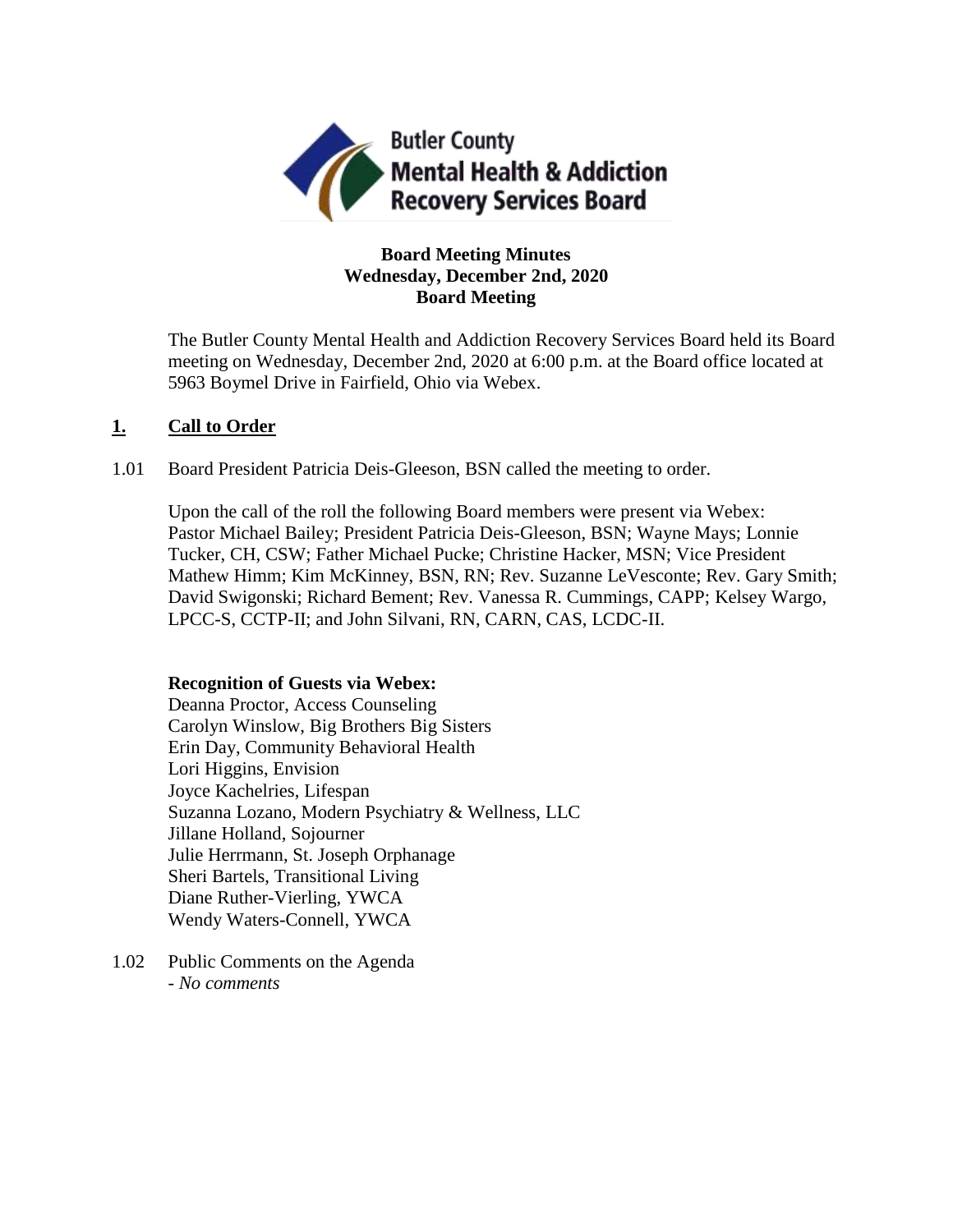Butler County
Mental Health & Addiction
Recovery Services Board

**Board Meeting Minutes**
**Wednesday, December 2nd, 2020**
**Board Meeting**

The Butler County Mental Health and Addiction Recovery Services Board held its Board meeting on Wednesday, December 2nd, 2020 at 6:00 p.m. at the Board office located at 5963 Boymel Drive in Fairfield, Ohio via Webex.

## 1. Call to Order

1.01 Board President Patricia Deis-Gleeson, BSN called the meeting to order.

Upon the call of the roll the following Board members were present via Webex: Pastor Michael Bailey; President Patricia Deis-Gleeson, BSN; Wayne Mays; Lonnie Tucker, CH, CSW; Father Michael Pucke; Christine Hacker, MSN; Vice President Mathew Himm; Kim McKinney, BSN, RN; Rev. Suzanne LeVesconte; Rev. Gary Smith; David Swigonski; Richard Bement; Rev. Vanessa R. Cummings, CAPP; Kelsey Wargo, LPCC-S, CCTP-II; and John Silvani, RN, CARN, CAS, LCDC-II.

**Recognition of Guests via Webex:**
Deanna Proctor, Access Counseling
Carolyn Winslow, Big Brothers Big Sisters
Erin Day, Community Behavioral Health
Lori Higgins, Envision
Joyce Kachelries, Lifespan
Suzanna Lozano, Modern Psychiatry & Wellness, LLC
Jillane Holland, Sojourner
Julie Herrmann, St. Joseph Orphanage
Sheri Bartels, Transitional Living
Diane Ruther-Vierling, YWCA
Wendy Waters-Connell, YWCA

1.02 Public Comments on the Agenda
- *No comments*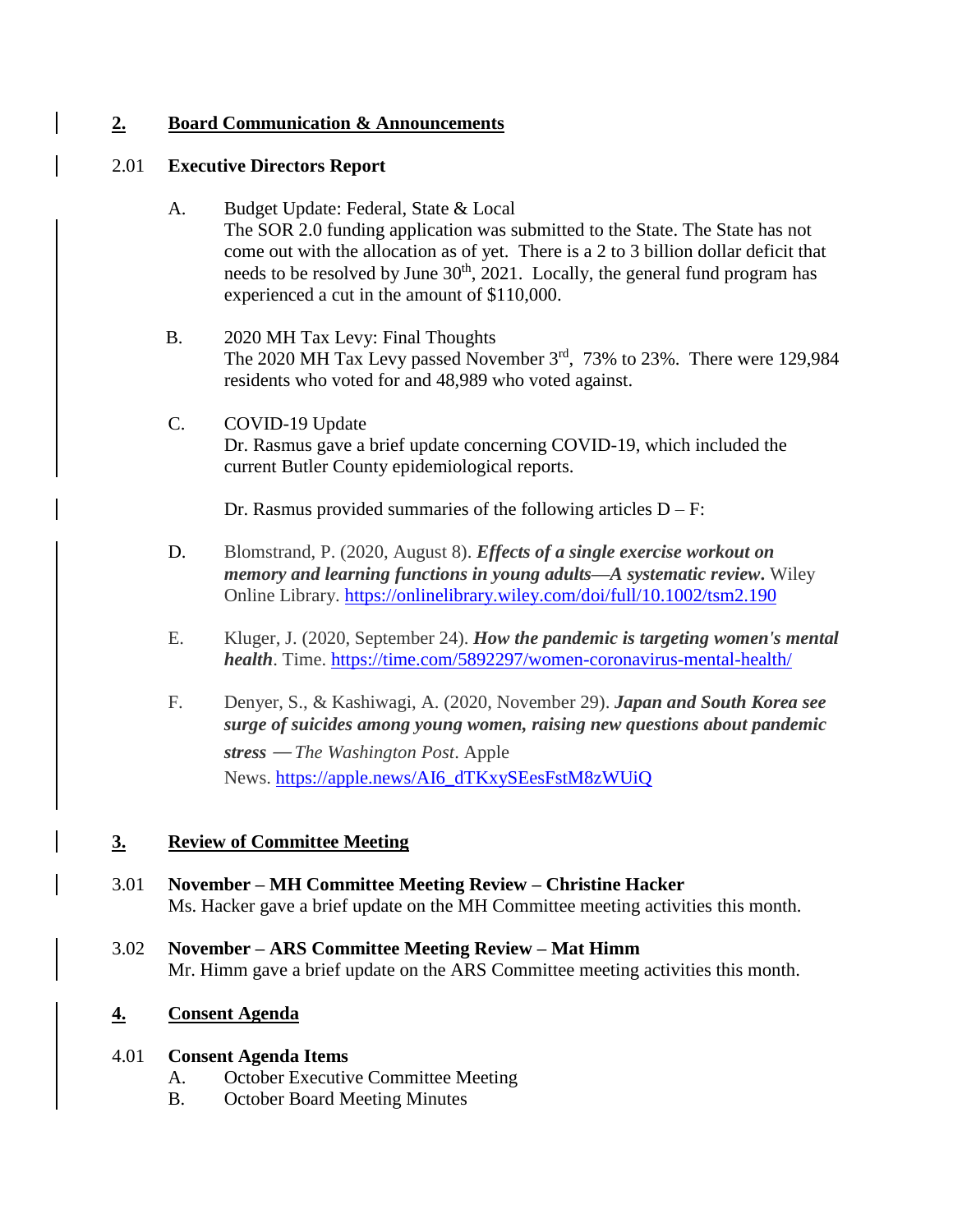## 2. Board Communication & Announcements

### 2.01 Executive Directors Report

A. Budget Update: Federal, State & Local
The SOR 2.0 funding application was submitted to the State. The State has not come out with the allocation as of yet. There is a 2 to 3 billion dollar deficit that needs to be resolved by June 30th, 2021. Locally, the general fund program has experienced a cut in the amount of $110,000.

B. 2020 MH Tax Levy: Final Thoughts
The 2020 MH Tax Levy passed November 3rd, 73% to 23%. There were 129,984 residents who voted for and 48,989 who voted against.

C. COVID-19 Update
Dr. Rasmus gave a brief update concerning COVID-19, which included the current Butler County epidemiological reports.

Dr. Rasmus provided summaries of the following articles D – F:

D. Blomstrand, P. (2020, August 8). ***Effects of a single exercise workout on memory and learning functions in young adults—A systematic review.*** Wiley Online Library. https://onlinelibrary.wiley.com/doi/full/10.1002/tsm2.190

E. Kluger, J. (2020, September 24). ***How the pandemic is targeting women's mental health***. Time. https://time.com/5892297/women-coronavirus-mental-health/

F. Denyer, S., & Kashiwagi, A. (2020, November 29). ***Japan and South Korea see surge of suicides among young women, raising new questions about pandemic stress*** — *The Washington Post*. Apple News. https://apple.news/AI6_dTKxySEesFstM8zWUiQ

## 3. Review of Committee Meeting

**3.01 November – MH Committee Meeting Review – Christine Hacker**
Ms. Hacker gave a brief update on the MH Committee meeting activities this month.

**3.02 November – ARS Committee Meeting Review – Mat Himm**
Mr. Himm gave a brief update on the ARS Committee meeting activities this month.

## 4. Consent Agenda

**4.01 Consent Agenda Items**

A. October Executive Committee Meeting
B. October Board Meeting Minutes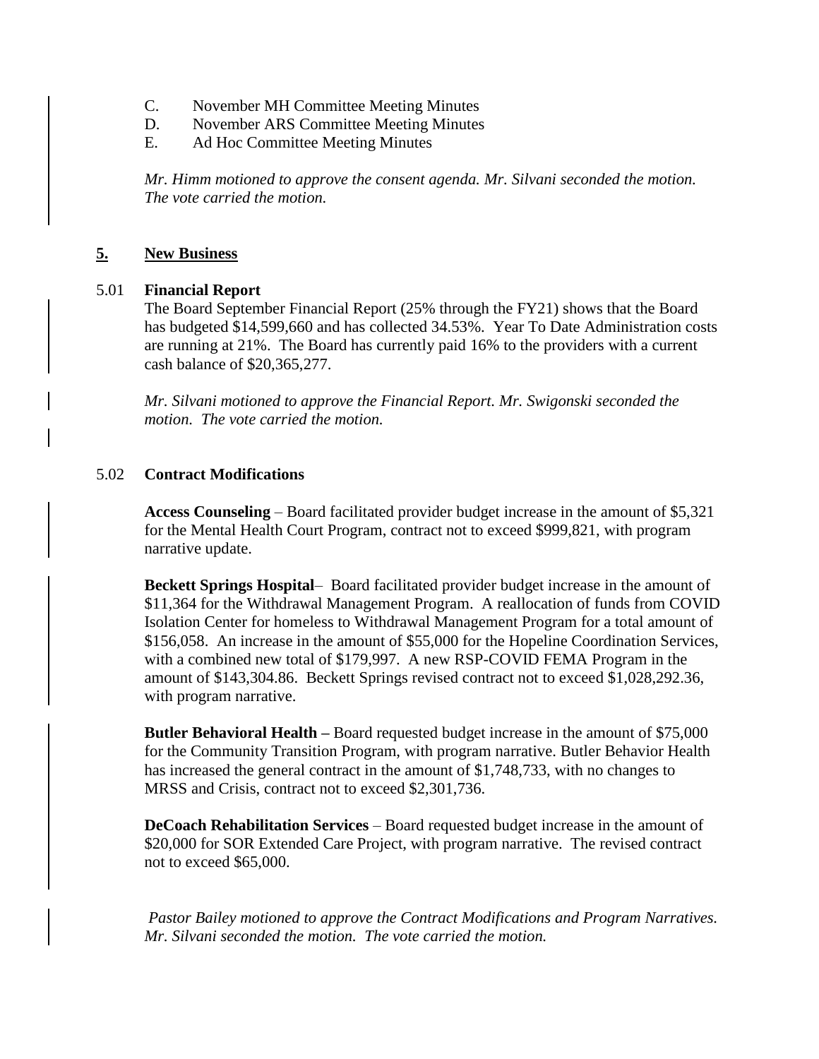C. November MH Committee Meeting Minutes
D. November ARS Committee Meeting Minutes
E. Ad Hoc Committee Meeting Minutes

*Mr. Himm motioned to approve the consent agenda. Mr. Silvani seconded the motion. The vote carried the motion.*

## 5. New Business

### 5.01 Financial Report

The Board September Financial Report (25% through the FY21) shows that the Board has budgeted \$14,599,660 and has collected 34.53%. Year To Date Administration costs are running at 21%. The Board has currently paid 16% to the providers with a current cash balance of \$20,365,277.

*Mr. Silvani motioned to approve the Financial Report. Mr. Swigonski seconded the motion. The vote carried the motion.*

### 5.02 Contract Modifications

**Access Counseling** – Board facilitated provider budget increase in the amount of \$5,321 for the Mental Health Court Program, contract not to exceed \$999,821, with program narrative update.

**Beckett Springs Hospital**– Board facilitated provider budget increase in the amount of \$11,364 for the Withdrawal Management Program. A reallocation of funds from COVID Isolation Center for homeless to Withdrawal Management Program for a total amount of \$156,058. An increase in the amount of \$55,000 for the Hopeline Coordination Services, with a combined new total of \$179,997. A new RSP-COVID FEMA Program in the amount of \$143,304.86. Beckett Springs revised contract not to exceed \$1,028,292.36, with program narrative.

**Butler Behavioral Health –** Board requested budget increase in the amount of \$75,000 for the Community Transition Program, with program narrative. Butler Behavior Health has increased the general contract in the amount of \$1,748,733, with no changes to MRSS and Crisis, contract not to exceed \$2,301,736.

**DeCoach Rehabilitation Services** – Board requested budget increase in the amount of \$20,000 for SOR Extended Care Project, with program narrative. The revised contract not to exceed \$65,000.

*Pastor Bailey motioned to approve the Contract Modifications and Program Narratives. Mr. Silvani seconded the motion. The vote carried the motion.*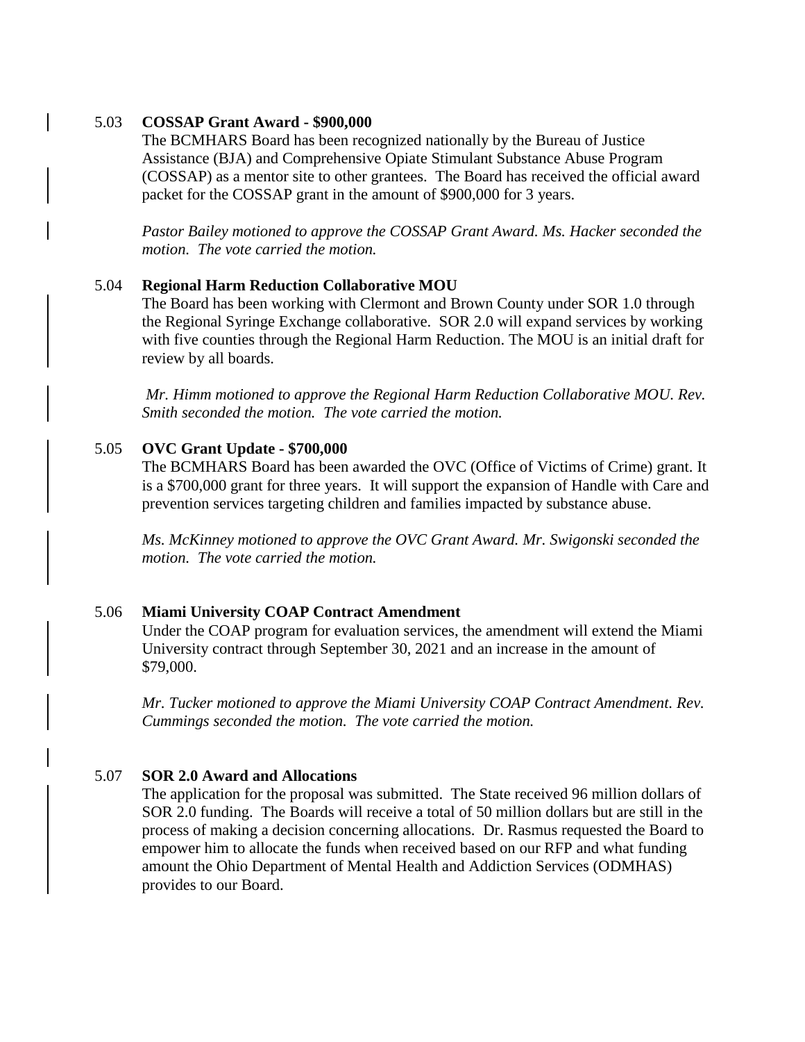5.03 **COSSAP Grant Award - $900,000**

The BCMHARS Board has been recognized nationally by the Bureau of Justice Assistance (BJA) and Comprehensive Opiate Stimulant Substance Abuse Program (COSSAP) as a mentor site to other grantees. The Board has received the official award packet for the COSSAP grant in the amount of $900,000 for 3 years.

*Pastor Bailey motioned to approve the COSSAP Grant Award. Ms. Hacker seconded the motion. The vote carried the motion.*

5.04 **Regional Harm Reduction Collaborative MOU**

The Board has been working with Clermont and Brown County under SOR 1.0 through the Regional Syringe Exchange collaborative. SOR 2.0 will expand services by working with five counties through the Regional Harm Reduction. The MOU is an initial draft for review by all boards.

*Mr. Himm motioned to approve the Regional Harm Reduction Collaborative MOU. Rev. Smith seconded the motion. The vote carried the motion.*

5.05 **OVC Grant Update - $700,000**

The BCMHARS Board has been awarded the OVC (Office of Victims of Crime) grant. It is a $700,000 grant for three years. It will support the expansion of Handle with Care and prevention services targeting children and families impacted by substance abuse.

*Ms. McKinney motioned to approve the OVC Grant Award. Mr. Swigonski seconded the motion. The vote carried the motion.*

5.06 **Miami University COAP Contract Amendment**

Under the COAP program for evaluation services, the amendment will extend the Miami University contract through September 30, 2021 and an increase in the amount of $79,000.

*Mr. Tucker motioned to approve the Miami University COAP Contract Amendment. Rev. Cummings seconded the motion. The vote carried the motion.*

5.07 **SOR 2.0 Award and Allocations**

The application for the proposal was submitted. The State received 96 million dollars of SOR 2.0 funding. The Boards will receive a total of 50 million dollars but are still in the process of making a decision concerning allocations. Dr. Rasmus requested the Board to empower him to allocate the funds when received based on our RFP and what funding amount the Ohio Department of Mental Health and Addiction Services (ODMHAS) provides to our Board.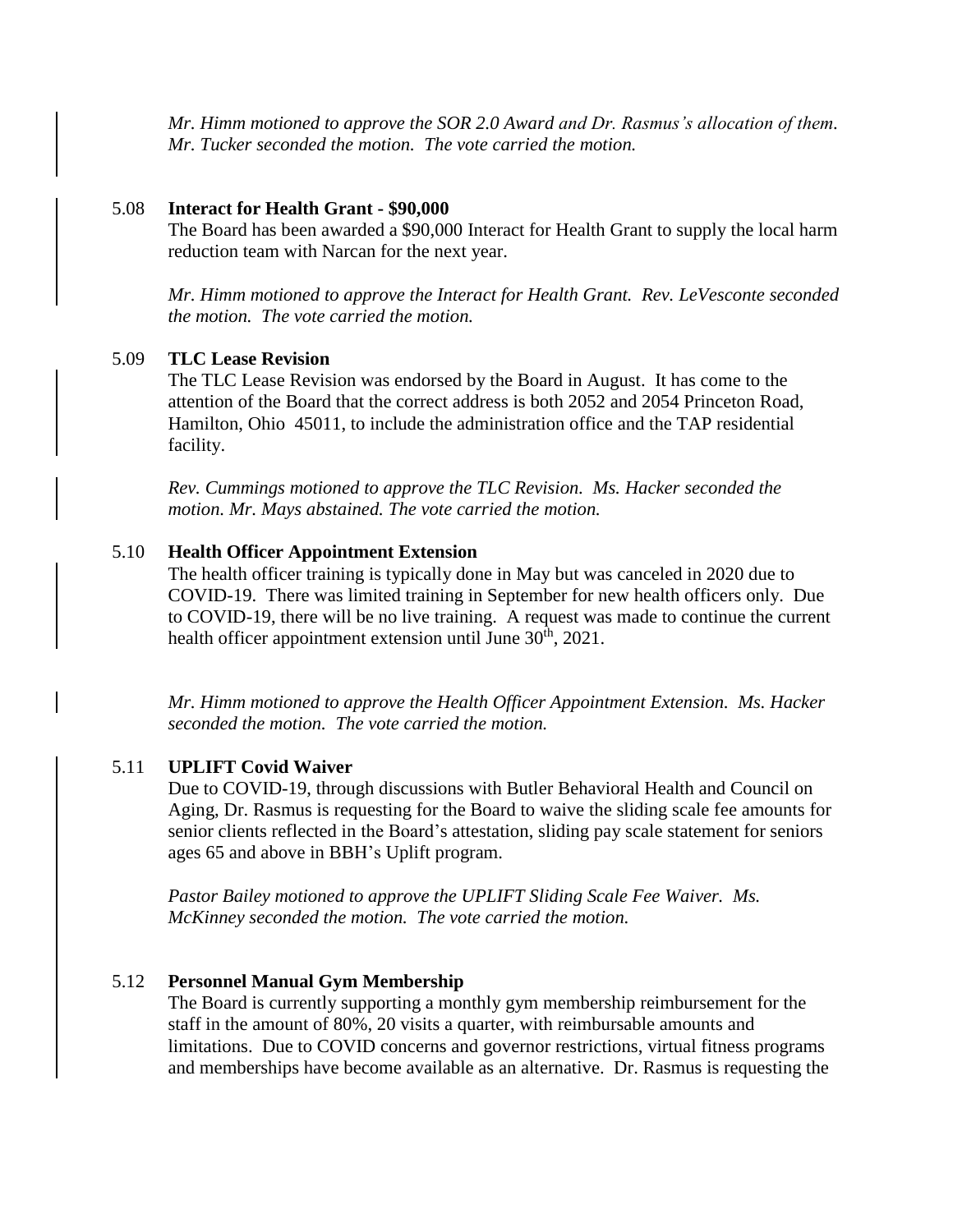*Mr. Himm motioned to approve the SOR 2.0 Award and Dr. Rasmus's allocation of them. Mr. Tucker seconded the motion. The vote carried the motion.*

5.08 **Interact for Health Grant - $90,000**

The Board has been awarded a $90,000 Interact for Health Grant to supply the local harm reduction team with Narcan for the next year.

*Mr. Himm motioned to approve the Interact for Health Grant. Rev. LeVesconte seconded the motion. The vote carried the motion.*

5.09 **TLC Lease Revision**

The TLC Lease Revision was endorsed by the Board in August. It has come to the attention of the Board that the correct address is both 2052 and 2054 Princeton Road, Hamilton, Ohio 45011, to include the administration office and the TAP residential facility.

*Rev. Cummings motioned to approve the TLC Revision. Ms. Hacker seconded the motion. Mr. Mays abstained. The vote carried the motion.*

5.10 **Health Officer Appointment Extension**

The health officer training is typically done in May but was canceled in 2020 due to COVID-19. There was limited training in September for new health officers only. Due to COVID-19, there will be no live training. A request was made to continue the current health officer appointment extension until June 30th, 2021.

*Mr. Himm motioned to approve the Health Officer Appointment Extension. Ms. Hacker seconded the motion. The vote carried the motion.*

5.11 **UPLIFT Covid Waiver**

Due to COVID-19, through discussions with Butler Behavioral Health and Council on Aging, Dr. Rasmus is requesting for the Board to waive the sliding scale fee amounts for senior clients reflected in the Board's attestation, sliding pay scale statement for seniors ages 65 and above in BBH's Uplift program.

*Pastor Bailey motioned to approve the UPLIFT Sliding Scale Fee Waiver. Ms. McKinney seconded the motion. The vote carried the motion.*

5.12 **Personnel Manual Gym Membership**

The Board is currently supporting a monthly gym membership reimbursement for the staff in the amount of 80%, 20 visits a quarter, with reimbursable amounts and limitations. Due to COVID concerns and governor restrictions, virtual fitness programs and memberships have become available as an alternative. Dr. Rasmus is requesting the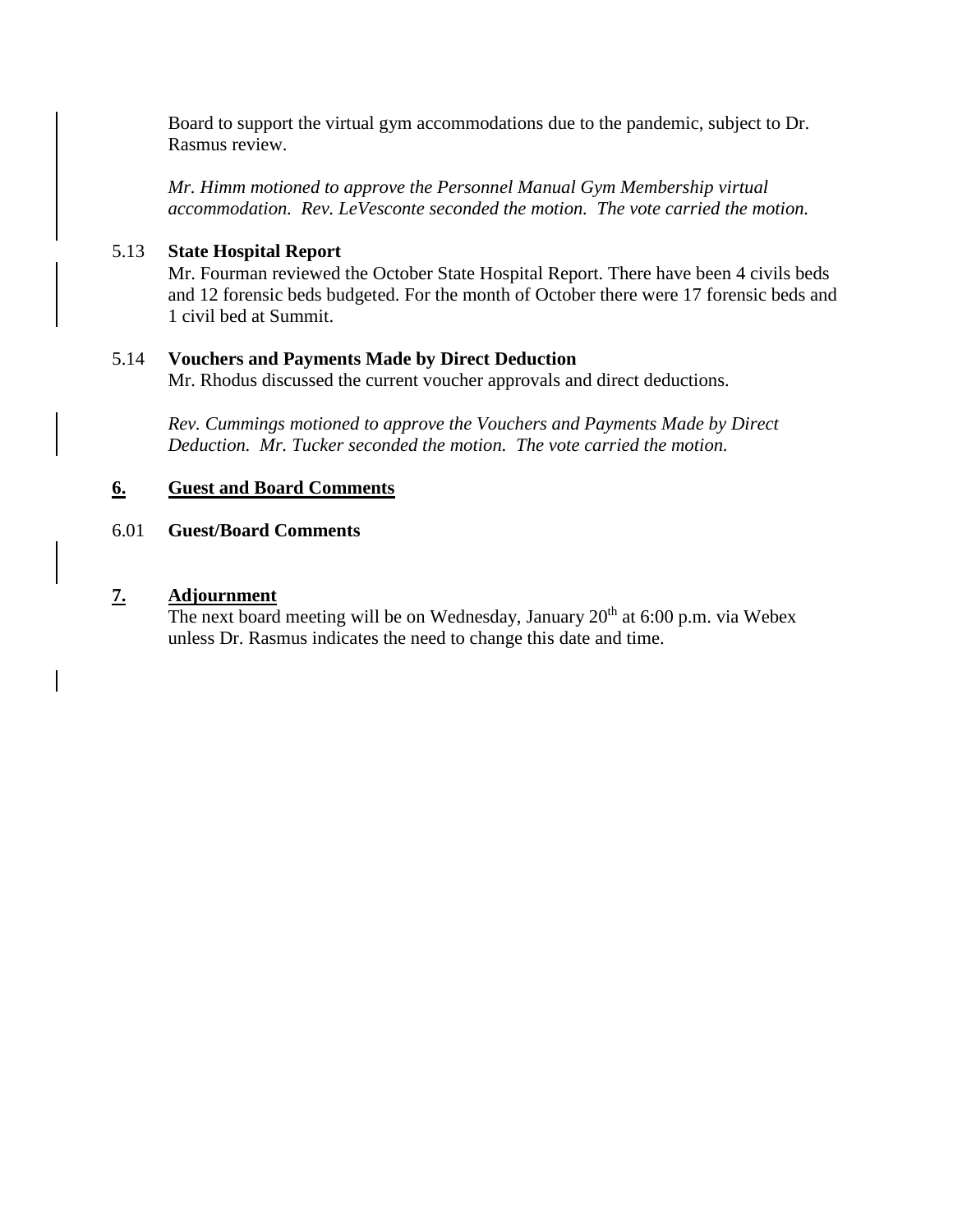Board to support the virtual gym accommodations due to the pandemic, subject to Dr. Rasmus review.

*Mr. Himm motioned to approve the Personnel Manual Gym Membership virtual accommodation. Rev. LeVesconte seconded the motion. The vote carried the motion.*

5.13 **State Hospital Report**

Mr. Fourman reviewed the October State Hospital Report. There have been 4 civils beds and 12 forensic beds budgeted. For the month of October there were 17 forensic beds and 1 civil bed at Summit.

5.14 **Vouchers and Payments Made by Direct Deduction**

Mr. Rhodus discussed the current voucher approvals and direct deductions.

*Rev. Cummings motioned to approve the Vouchers and Payments Made by Direct Deduction. Mr. Tucker seconded the motion. The vote carried the motion.*

## 6. Guest and Board Comments

6.01 **Guest/Board Comments**

## 7. Adjournment

The next board meeting will be on Wednesday, January 20th at 6:00 p.m. via Webex unless Dr. Rasmus indicates the need to change this date and time.